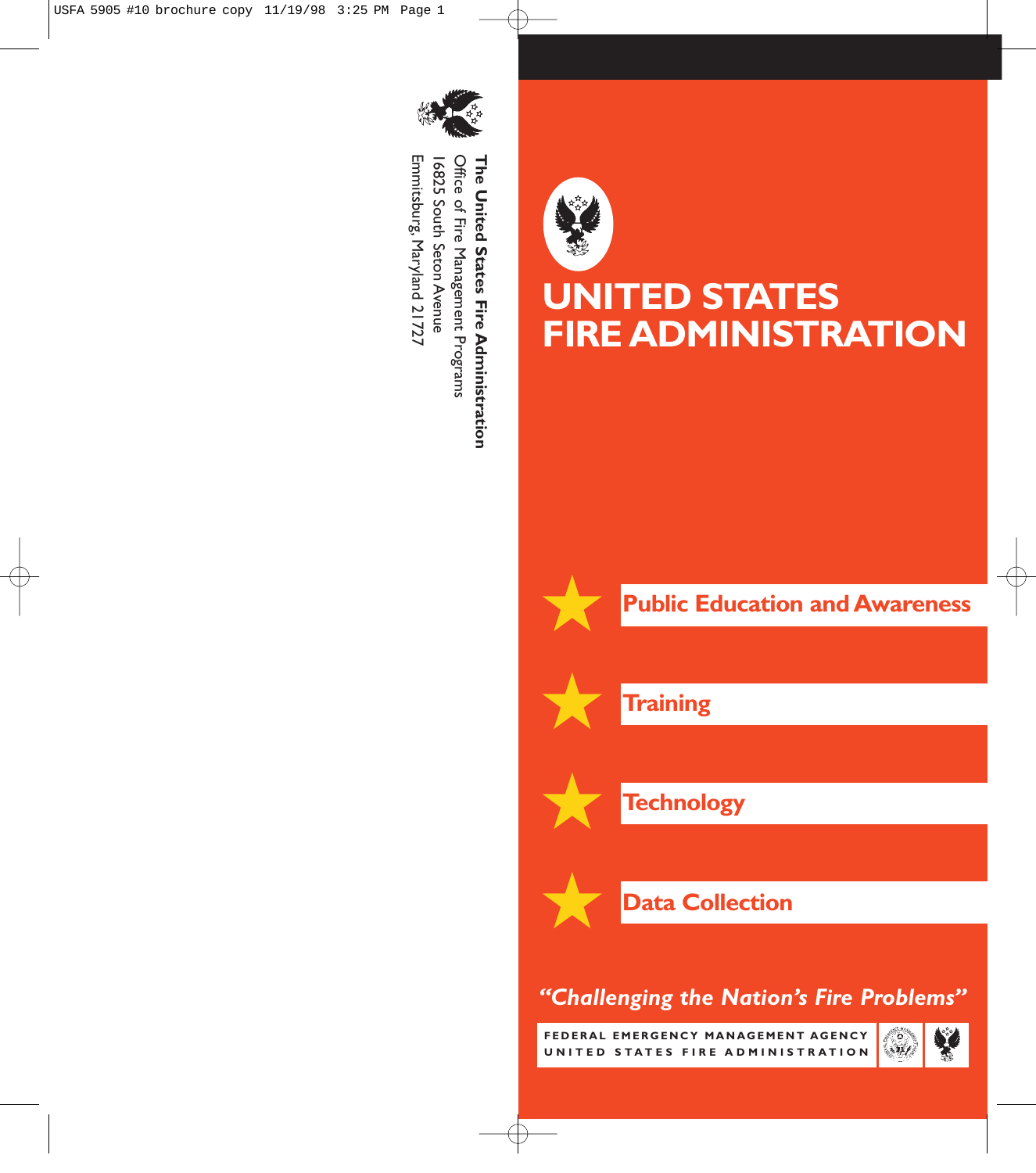**The United States Fire Administration**
Office of Fire Management Programs
16825 South Seton Avenue
Emmitsburg, Maryland 21727

# UNITED STATES FIRE ADMINISTRATION

- **Public Education and Awareness**
- **Training**
- **Technology**
- **Data Collection**

*"Challenging the Nation's Fire Problems"*

FEDERAL EMERGENCY MANAGEMENT AGENCY
UNITED STATES FIRE ADMINISTRATION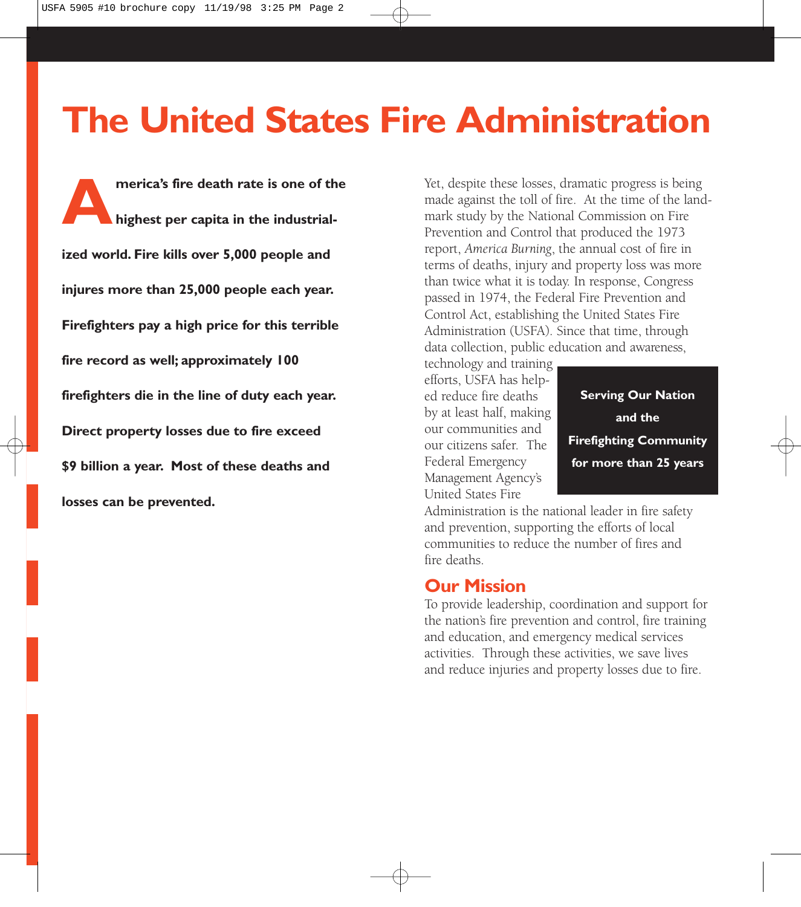# The United States Fire Administration

**America's fire death rate is one of the highest per capita in the industrialized world. Fire kills over 5,000 people and injures more than 25,000 people each year. Firefighters pay a high price for this terrible fire record as well; approximately 100 firefighters die in the line of duty each year. Direct property losses due to fire exceed $9 billion a year. Most of these deaths and losses can be prevented.**

Yet, despite these losses, dramatic progress is being made against the toll of fire. At the time of the landmark study by the National Commission on Fire Prevention and Control that produced the 1973 report, *America Burning*, the annual cost of fire in terms of deaths, injury and property loss was more than twice what it is today. In response, Congress passed in 1974, the Federal Fire Prevention and Control Act, establishing the United States Fire Administration (USFA). Since that time, through data collection, public education and awareness, technology and training efforts, USFA has helped reduce fire deaths by at least half, making our communities and our citizens safer. The Federal Emergency Management Agency's United States Fire Administration is the national leader in fire safety and prevention, supporting the efforts of local communities to reduce the number of fires and fire deaths.

**Serving Our Nation and the Firefighting Community for more than 25 years**

## Our Mission

To provide leadership, coordination and support for the nation's fire prevention and control, fire training and education, and emergency medical services activities. Through these activities, we save lives and reduce injuries and property losses due to fire.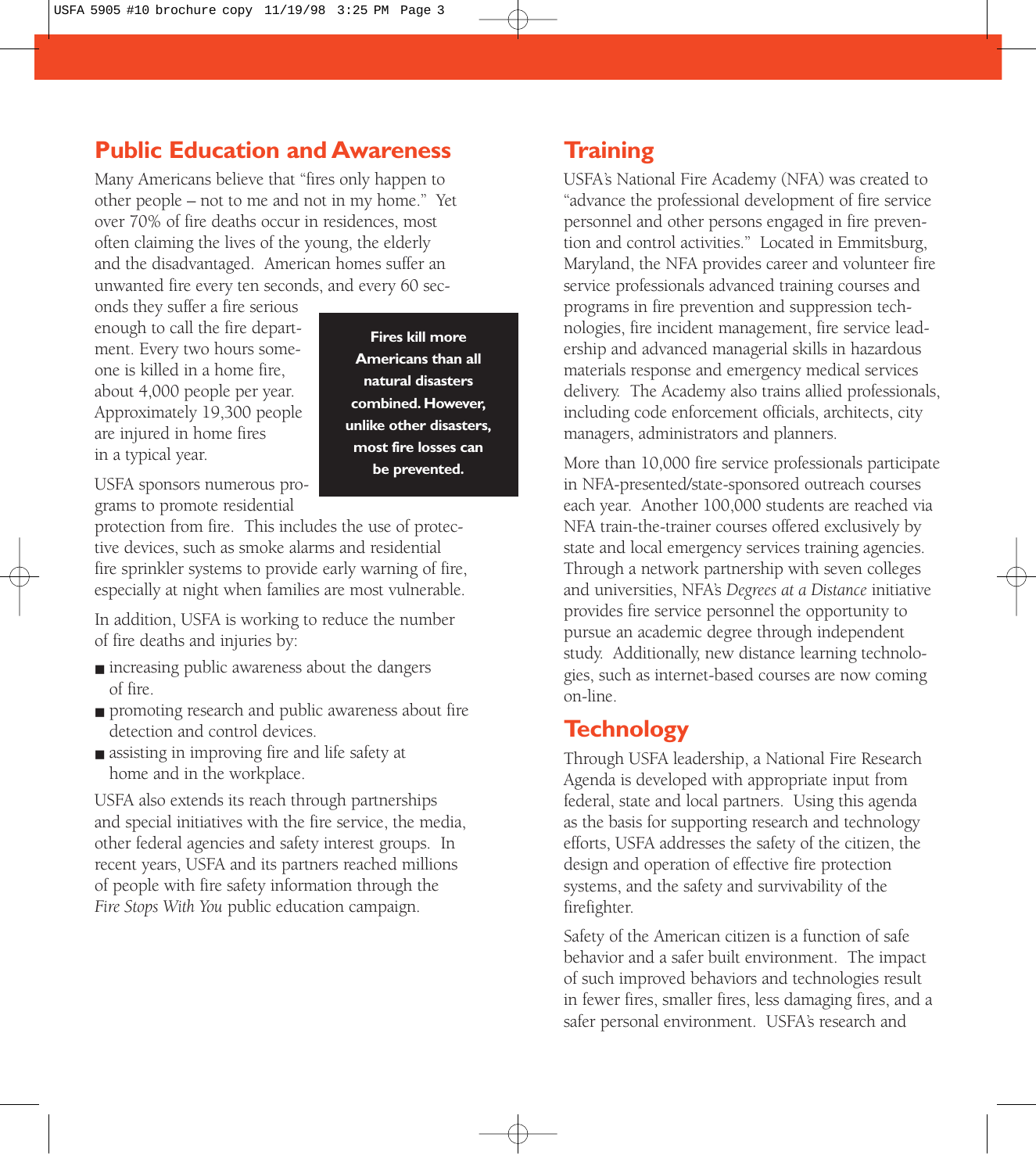## Public Education and Awareness

Many Americans believe that "fires only happen to other people – not to me and not in my home." Yet over 70% of fire deaths occur in residences, most often claiming the lives of the young, the elderly and the disadvantaged. American homes suffer an unwanted fire every ten seconds, and every 60 seconds they suffer a fire serious enough to call the fire department. Every two hours someone is killed in a home fire, about 4,000 people per year. Approximately 19,300 people are injured in home fires in a typical year.

**Fires kill more Americans than all natural disasters combined. However, unlike other disasters, most fire losses can be prevented.**

USFA sponsors numerous programs to promote residential protection from fire. This includes the use of protective devices, such as smoke alarms and residential fire sprinkler systems to provide early warning of fire, especially at night when families are most vulnerable.

In addition, USFA is working to reduce the number of fire deaths and injuries by:

- increasing public awareness about the dangers of fire.
- promoting research and public awareness about fire detection and control devices.
- assisting in improving fire and life safety at home and in the workplace.

USFA also extends its reach through partnerships and special initiatives with the fire service, the media, other federal agencies and safety interest groups. In recent years, USFA and its partners reached millions of people with fire safety information through the *Fire Stops With You* public education campaign.

## Training

USFA's National Fire Academy (NFA) was created to "advance the professional development of fire service personnel and other persons engaged in fire prevention and control activities." Located in Emmitsburg, Maryland, the NFA provides career and volunteer fire service professionals advanced training courses and programs in fire prevention and suppression technologies, fire incident management, fire service leadership and advanced managerial skills in hazardous materials response and emergency medical services delivery. The Academy also trains allied professionals, including code enforcement officials, architects, city managers, administrators and planners.

More than 10,000 fire service professionals participate in NFA-presented/state-sponsored outreach courses each year. Another 100,000 students are reached via NFA train-the-trainer courses offered exclusively by state and local emergency services training agencies. Through a network partnership with seven colleges and universities, NFA's *Degrees at a Distance* initiative provides fire service personnel the opportunity to pursue an academic degree through independent study. Additionally, new distance learning technologies, such as internet-based courses are now coming on-line.

## Technology

Through USFA leadership, a National Fire Research Agenda is developed with appropriate input from federal, state and local partners. Using this agenda as the basis for supporting research and technology efforts, USFA addresses the safety of the citizen, the design and operation of effective fire protection systems, and the safety and survivability of the firefighter.

Safety of the American citizen is a function of safe behavior and a safer built environment. The impact of such improved behaviors and technologies result in fewer fires, smaller fires, less damaging fires, and a safer personal environment. USFA's research and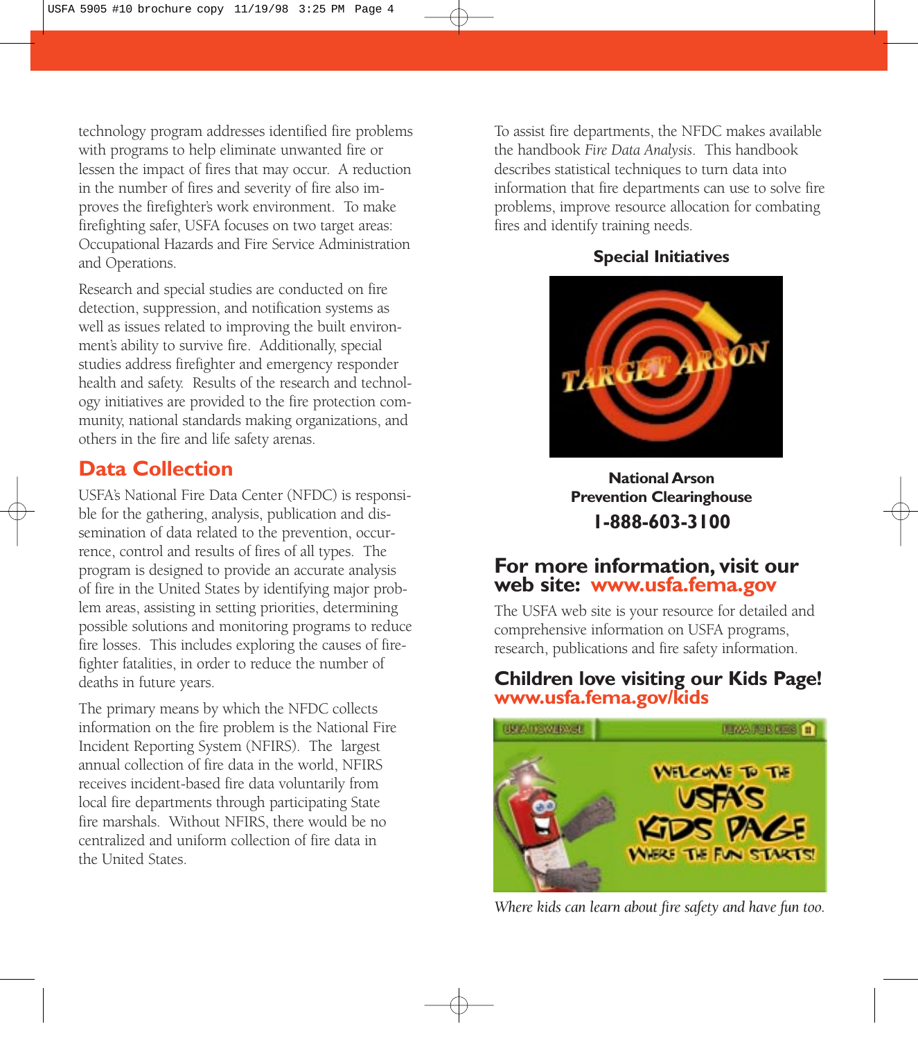technology program addresses identified fire problems with programs to help eliminate unwanted fire or lessen the impact of fires that may occur. A reduction in the number of fires and severity of fire also improves the firefighter's work environment. To make firefighting safer, USFA focuses on two target areas: Occupational Hazards and Fire Service Administration and Operations.

Research and special studies are conducted on fire detection, suppression, and notification systems as well as issues related to improving the built environment's ability to survive fire. Additionally, special studies address firefighter and emergency responder health and safety. Results of the research and technology initiatives are provided to the fire protection community, national standards making organizations, and others in the fire and life safety arenas.

## Data Collection

USFA's National Fire Data Center (NFDC) is responsible for the gathering, analysis, publication and dissemination of data related to the prevention, occurrence, control and results of fires of all types. The program is designed to provide an accurate analysis of fire in the United States by identifying major problem areas, assisting in setting priorities, determining possible solutions and monitoring programs to reduce fire losses. This includes exploring the causes of firefighter fatalities, in order to reduce the number of deaths in future years.

The primary means by which the NFDC collects information on the fire problem is the National Fire Incident Reporting System (NFIRS). The largest annual collection of fire data in the world, NFIRS receives incident-based fire data voluntarily from local fire departments through participating State fire marshals. Without NFIRS, there would be no centralized and uniform collection of fire data in the United States.

To assist fire departments, the NFDC makes available the handbook *Fire Data Analysis*. This handbook describes statistical techniques to turn data into information that fire departments can use to solve fire problems, improve resource allocation for combating fires and identify training needs.

### Special Initiatives

TARGET ARSON

**National Arson Prevention Clearinghouse**

**1-888-603-3100**

## For more information, visit our web site: www.usfa.fema.gov

The USFA web site is your resource for detailed and comprehensive information on USFA programs, research, publications and fire safety information.

## Children love visiting our Kids Page! www.usfa.fema.gov/kids

USFA HOMEPAGE FEMA FOR KIDS

WELCOME TO THE USFA'S KIDS PAGE WHERE THE FUN STARTS!

*Where kids can learn about fire safety and have fun too.*